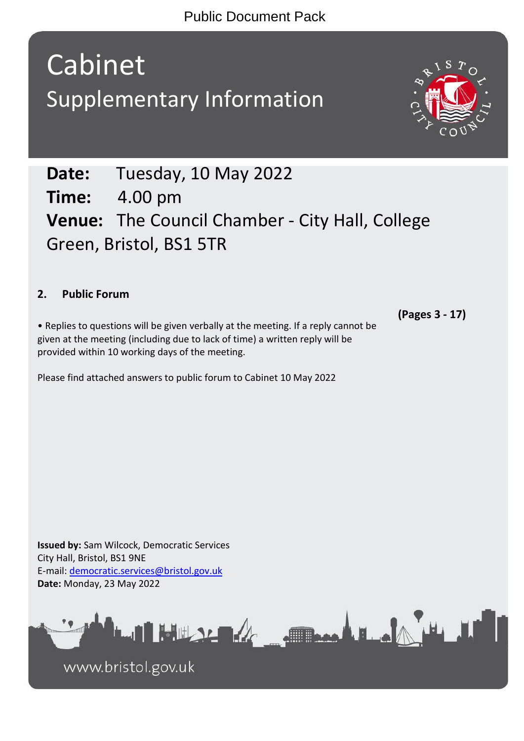Public Document Pack

# Cabinet

## Supplementary Information

**Date:** Tuesday, 10 May 2022

**Time:** 4.00 pm

**Venue:** The Council Chamber - City Hall, College Green, Bristol, BS1 5TR

### 2. Public Forum

**(Pages 3 - 17)**

• Replies to questions will be given verbally at the meeting. If a reply cannot be given at the meeting (including due to lack of time) a written reply will be provided within 10 working days of the meeting.

Please find attached answers to public forum to Cabinet 10 May 2022

**Issued by:** Sam Wilcock, Democratic Services
City Hall, Bristol, BS1 9NE
E-mail: democratic.services@bristol.gov.uk
**Date:** Monday, 23 May 2022

www.bristol.gov.uk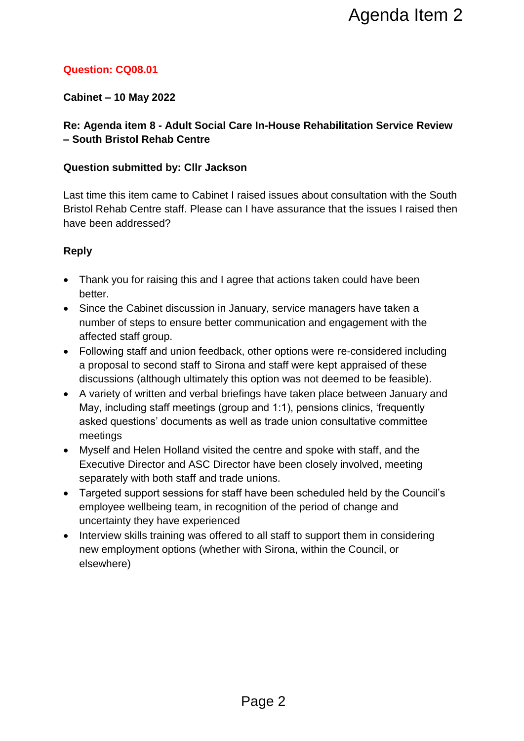Agenda Item 2

**Question: CQ08.01**

**Cabinet – 10 May 2022**

**Re: Agenda item 8 - Adult Social Care In-House Rehabilitation Service Review – South Bristol Rehab Centre**

**Question submitted by: Cllr Jackson**

Last time this item came to Cabinet I raised issues about consultation with the South Bristol Rehab Centre staff. Please can I have assurance that the issues I raised then have been addressed?

**Reply**

- Thank you for raising this and I agree that actions taken could have been better.
- Since the Cabinet discussion in January, service managers have taken a number of steps to ensure better communication and engagement with the affected staff group.
- Following staff and union feedback, other options were re-considered including a proposal to second staff to Sirona and staff were kept appraised of these discussions (although ultimately this option was not deemed to be feasible).
- A variety of written and verbal briefings have taken place between January and May, including staff meetings (group and 1:1), pensions clinics, 'frequently asked questions' documents as well as trade union consultative committee meetings
- Myself and Helen Holland visited the centre and spoke with staff, and the Executive Director and ASC Director have been closely involved, meeting separately with both staff and trade unions.
- Targeted support sessions for staff have been scheduled held by the Council's employee wellbeing team, in recognition of the period of change and uncertainty they have experienced
- Interview skills training was offered to all staff to support them in considering new employment options (whether with Sirona, within the Council, or elsewhere)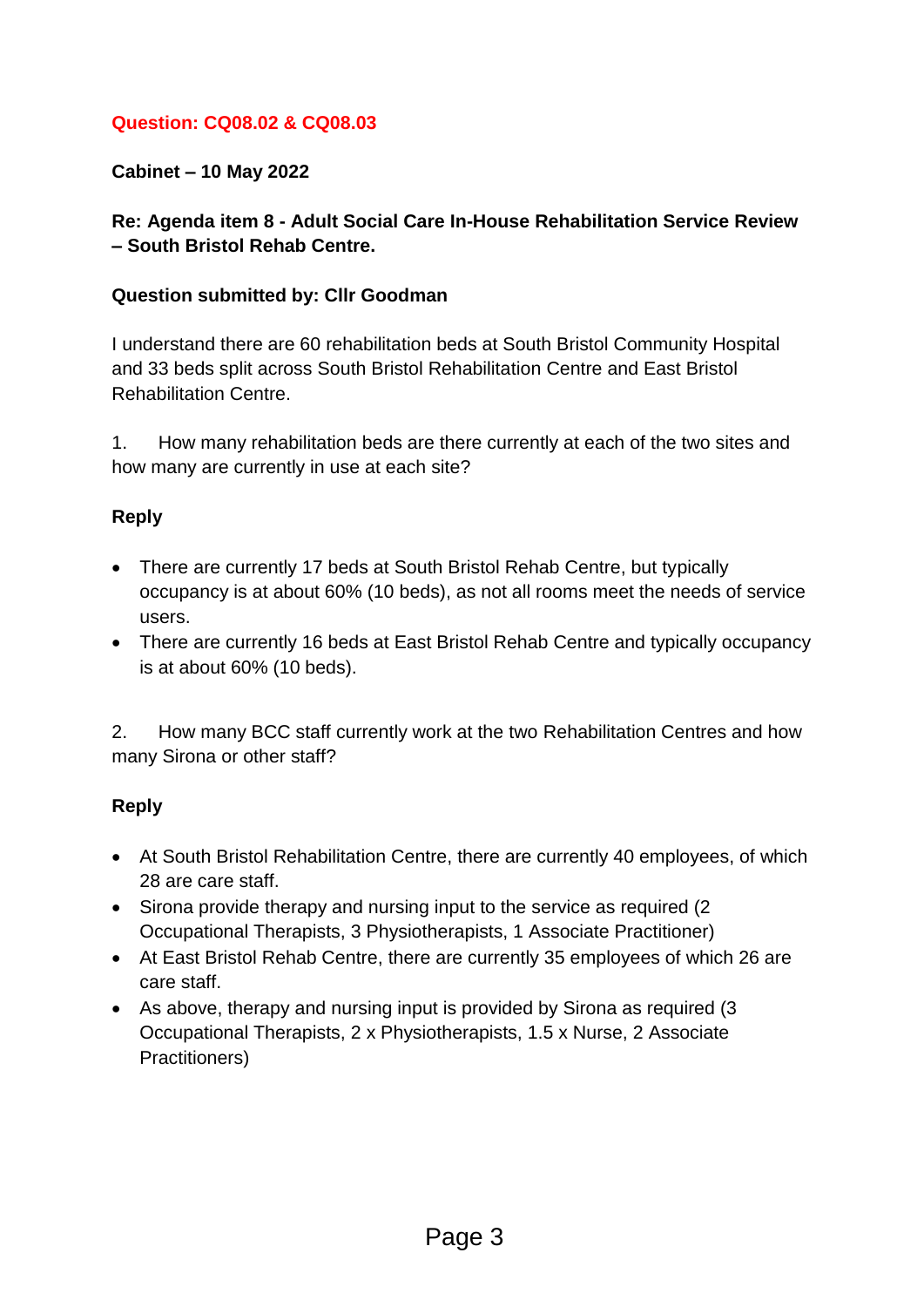**Question: CQ08.02 & CQ08.03**

**Cabinet – 10 May 2022**

**Re: Agenda item 8 - Adult Social Care In-House Rehabilitation Service Review – South Bristol Rehab Centre.**

**Question submitted by: Cllr Goodman**

I understand there are 60 rehabilitation beds at South Bristol Community Hospital and 33 beds split across South Bristol Rehabilitation Centre and East Bristol Rehabilitation Centre.

1. How many rehabilitation beds are there currently at each of the two sites and how many are currently in use at each site?

**Reply**

- There are currently 17 beds at South Bristol Rehab Centre, but typically occupancy is at about 60% (10 beds), as not all rooms meet the needs of service users.
- There are currently 16 beds at East Bristol Rehab Centre and typically occupancy is at about 60% (10 beds).

2. How many BCC staff currently work at the two Rehabilitation Centres and how many Sirona or other staff?

**Reply**

- At South Bristol Rehabilitation Centre, there are currently 40 employees, of which 28 are care staff.
- Sirona provide therapy and nursing input to the service as required (2 Occupational Therapists, 3 Physiotherapists, 1 Associate Practitioner)
- At East Bristol Rehab Centre, there are currently 35 employees of which 26 are care staff.
- As above, therapy and nursing input is provided by Sirona as required (3 Occupational Therapists, 2 x Physiotherapists, 1.5 x Nurse, 2 Associate Practitioners)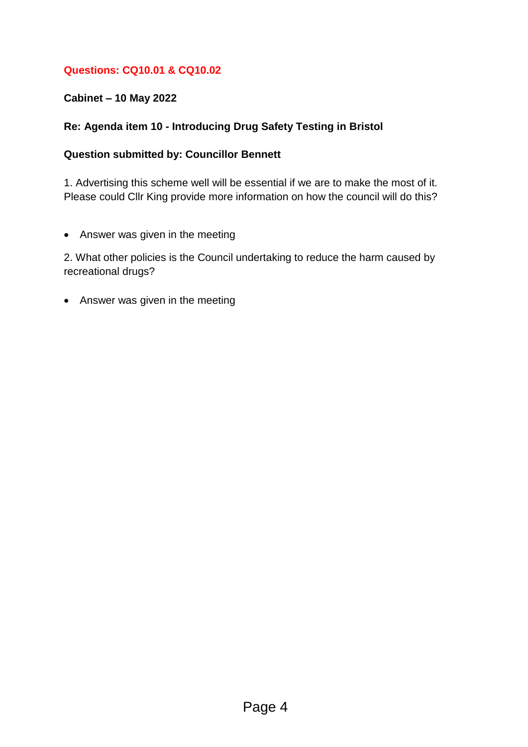**Questions: CQ10.01 & CQ10.02**

**Cabinet – 10 May 2022**

**Re: Agenda item 10 - Introducing Drug Safety Testing in Bristol**

**Question submitted by: Councillor Bennett**

1. Advertising this scheme well will be essential if we are to make the most of it. Please could Cllr King provide more information on how the council will do this?

- Answer was given in the meeting

2. What other policies is the Council undertaking to reduce the harm caused by recreational drugs?

- Answer was given in the meeting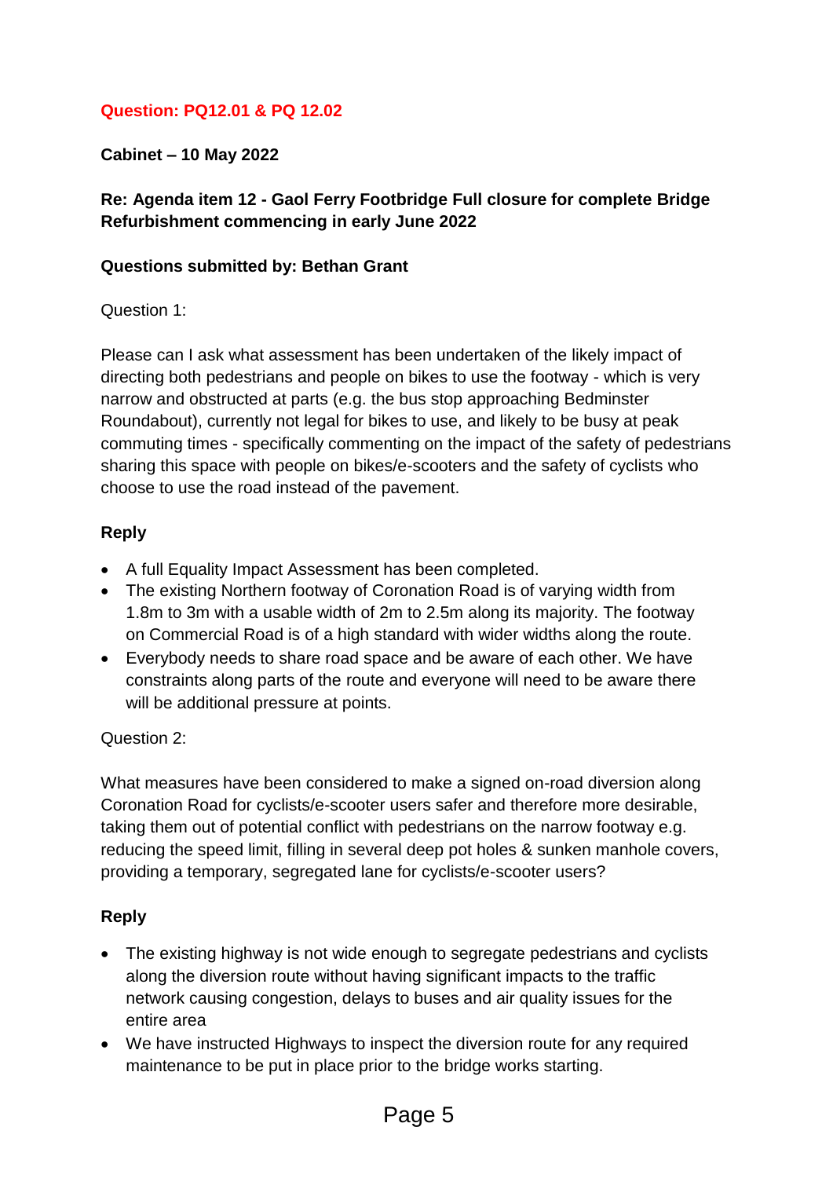**Question: PQ12.01 & PQ 12.02**

**Cabinet – 10 May 2022**

**Re: Agenda item 12 - Gaol Ferry Footbridge Full closure for complete Bridge Refurbishment commencing in early June 2022**

**Questions submitted by: Bethan Grant**

Question 1:

Please can I ask what assessment has been undertaken of the likely impact of directing both pedestrians and people on bikes to use the footway - which is very narrow and obstructed at parts (e.g. the bus stop approaching Bedminster Roundabout), currently not legal for bikes to use, and likely to be busy at peak commuting times - specifically commenting on the impact of the safety of pedestrians sharing this space with people on bikes/e-scooters and the safety of cyclists who choose to use the road instead of the pavement.

**Reply**

- A full Equality Impact Assessment has been completed.
- The existing Northern footway of Coronation Road is of varying width from 1.8m to 3m with a usable width of 2m to 2.5m along its majority. The footway on Commercial Road is of a high standard with wider widths along the route.
- Everybody needs to share road space and be aware of each other. We have constraints along parts of the route and everyone will need to be aware there will be additional pressure at points.

Question 2:

What measures have been considered to make a signed on-road diversion along Coronation Road for cyclists/e-scooter users safer and therefore more desirable, taking them out of potential conflict with pedestrians on the narrow footway e.g. reducing the speed limit, filling in several deep pot holes & sunken manhole covers, providing a temporary, segregated lane for cyclists/e-scooter users?

**Reply**

- The existing highway is not wide enough to segregate pedestrians and cyclists along the diversion route without having significant impacts to the traffic network causing congestion, delays to buses and air quality issues for the entire area
- We have instructed Highways to inspect the diversion route for any required maintenance to be put in place prior to the bridge works starting.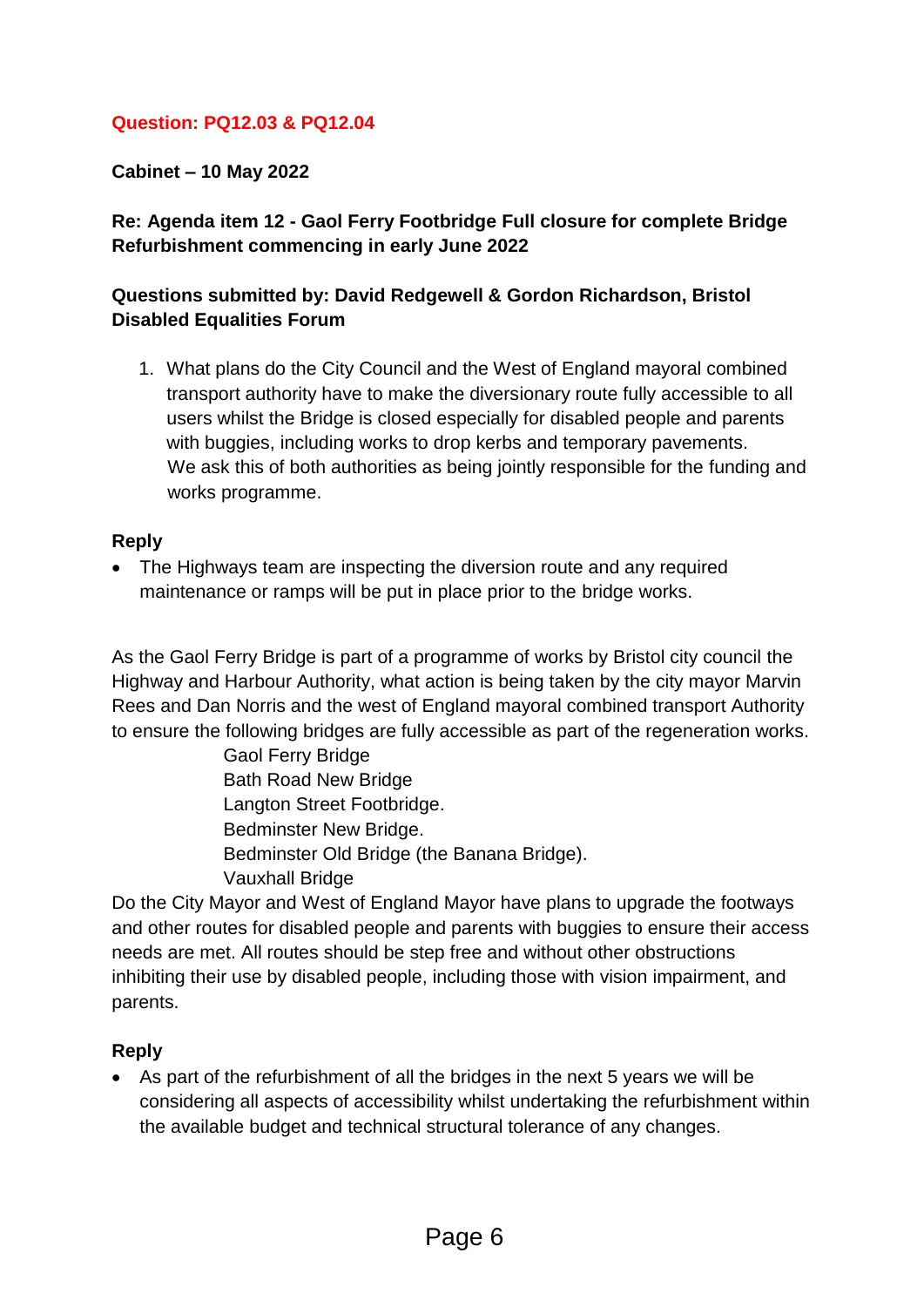**Question: PQ12.03 & PQ12.04**

**Cabinet – 10 May 2022**

**Re: Agenda item 12 - Gaol Ferry Footbridge Full closure for complete Bridge Refurbishment commencing in early June 2022**

**Questions submitted by: David Redgewell & Gordon Richardson, Bristol Disabled Equalities Forum**

1. What plans do the City Council and the West of England mayoral combined transport authority have to make the diversionary route fully accessible to all users whilst the Bridge is closed especially for disabled people and parents with buggies, including works to drop kerbs and temporary pavements. We ask this of both authorities as being jointly responsible for the funding and works programme.

**Reply**

- The Highways team are inspecting the diversion route and any required maintenance or ramps will be put in place prior to the bridge works.

As the Gaol Ferry Bridge is part of a programme of works by Bristol city council the Highway and Harbour Authority, what action is being taken by the city mayor Marvin Rees and Dan Norris and the west of England mayoral combined transport Authority to ensure the following bridges are fully accessible as part of the regeneration works.

Gaol Ferry Bridge
Bath Road New Bridge
Langton Street Footbridge.
Bedminster New Bridge.
Bedminster Old Bridge (the Banana Bridge).
Vauxhall Bridge

Do the City Mayor and West of England Mayor have plans to upgrade the footways and other routes for disabled people and parents with buggies to ensure their access needs are met. All routes should be step free and without other obstructions inhibiting their use by disabled people, including those with vision impairment, and parents.

**Reply**

- As part of the refurbishment of all the bridges in the next 5 years we will be considering all aspects of accessibility whilst undertaking the refurbishment within the available budget and technical structural tolerance of any changes.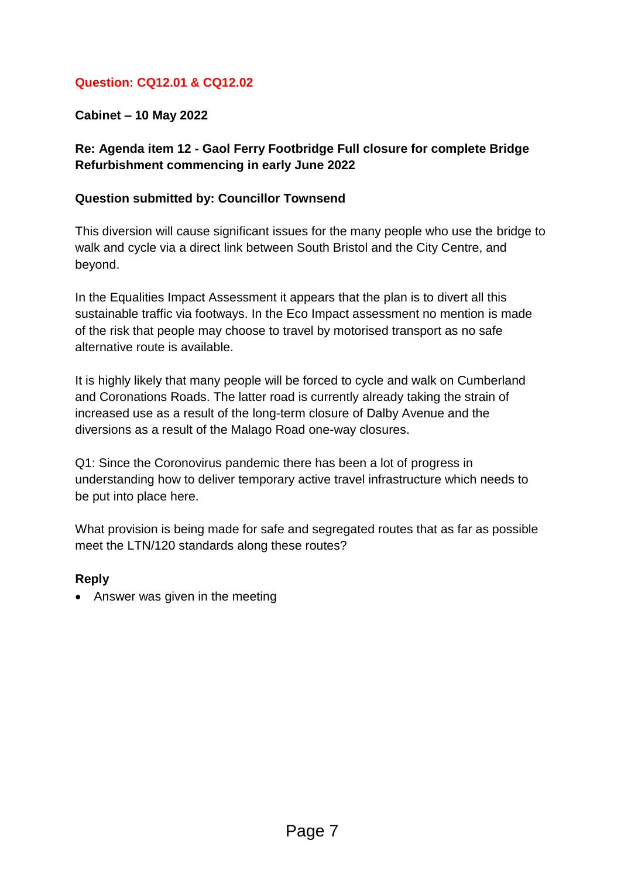**Question: CQ12.01 & CQ12.02**

**Cabinet – 10 May 2022**

**Re: Agenda item 12 - Gaol Ferry Footbridge Full closure for complete Bridge Refurbishment commencing in early June 2022**

**Question submitted by: Councillor Townsend**

This diversion will cause significant issues for the many people who use the bridge to walk and cycle via a direct link between South Bristol and the City Centre, and beyond.

In the Equalities Impact Assessment it appears that the plan is to divert all this sustainable traffic via footways. In the Eco Impact assessment no mention is made of the risk that people may choose to travel by motorised transport as no safe alternative route is available.

It is highly likely that many people will be forced to cycle and walk on Cumberland and Coronations Roads. The latter road is currently already taking the strain of increased use as a result of the long-term closure of Dalby Avenue and the diversions as a result of the Malago Road one-way closures.

Q1: Since the Coronovirus pandemic there has been a lot of progress in understanding how to deliver temporary active travel infrastructure which needs to be put into place here.

What provision is being made for safe and segregated routes that as far as possible meet the LTN/120 standards along these routes?

**Reply**

- Answer was given in the meeting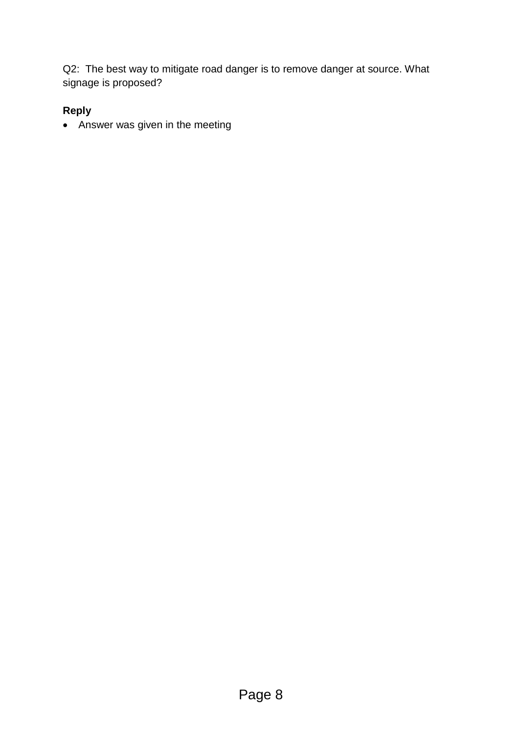Q2: The best way to mitigate road danger is to remove danger at source. What signage is proposed?

**Reply**

- Answer was given in the meeting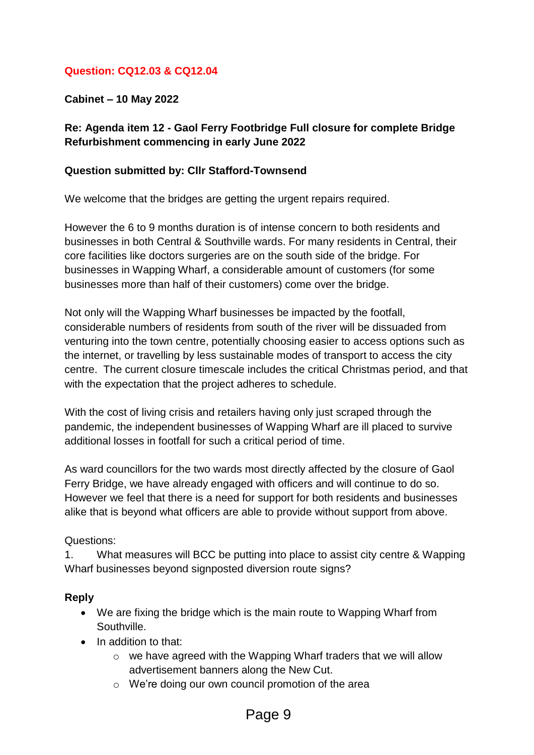**Question: CQ12.03 & CQ12.04**

**Cabinet – 10 May 2022**

**Re: Agenda item 12 - Gaol Ferry Footbridge Full closure for complete Bridge Refurbishment commencing in early June 2022**

**Question submitted by: Cllr Stafford-Townsend**

We welcome that the bridges are getting the urgent repairs required.

However the 6 to 9 months duration is of intense concern to both residents and businesses in both Central & Southville wards. For many residents in Central, their core facilities like doctors surgeries are on the south side of the bridge. For businesses in Wapping Wharf, a considerable amount of customers (for some businesses more than half of their customers) come over the bridge.

Not only will the Wapping Wharf businesses be impacted by the footfall, considerable numbers of residents from south of the river will be dissuaded from venturing into the town centre, potentially choosing easier to access options such as the internet, or travelling by less sustainable modes of transport to access the city centre. The current closure timescale includes the critical Christmas period, and that with the expectation that the project adheres to schedule.

With the cost of living crisis and retailers having only just scraped through the pandemic, the independent businesses of Wapping Wharf are ill placed to survive additional losses in footfall for such a critical period of time.

As ward councillors for the two wards most directly affected by the closure of Gaol Ferry Bridge, we have already engaged with officers and will continue to do so. However we feel that there is a need for support for both residents and businesses alike that is beyond what officers are able to provide without support from above.

Questions:

1. What measures will BCC be putting into place to assist city centre & Wapping Wharf businesses beyond signposted diversion route signs?

**Reply**

- We are fixing the bridge which is the main route to Wapping Wharf from Southville.
- In addition to that:
  - we have agreed with the Wapping Wharf traders that we will allow advertisement banners along the New Cut.
  - We're doing our own council promotion of the area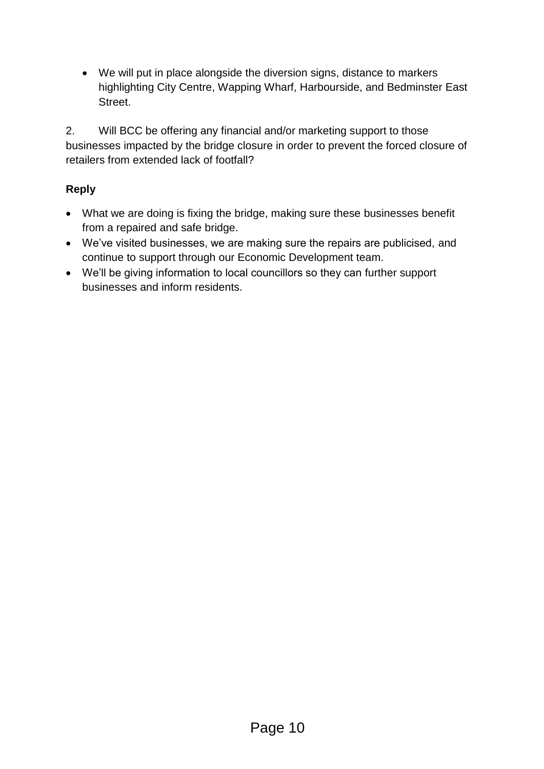- We will put in place alongside the diversion signs, distance to markers highlighting City Centre, Wapping Wharf, Harbourside, and Bedminster East Street.

2. Will BCC be offering any financial and/or marketing support to those businesses impacted by the bridge closure in order to prevent the forced closure of retailers from extended lack of footfall?

**Reply**

- What we are doing is fixing the bridge, making sure these businesses benefit from a repaired and safe bridge.
- We've visited businesses, we are making sure the repairs are publicised, and continue to support through our Economic Development team.
- We'll be giving information to local councillors so they can further support businesses and inform residents.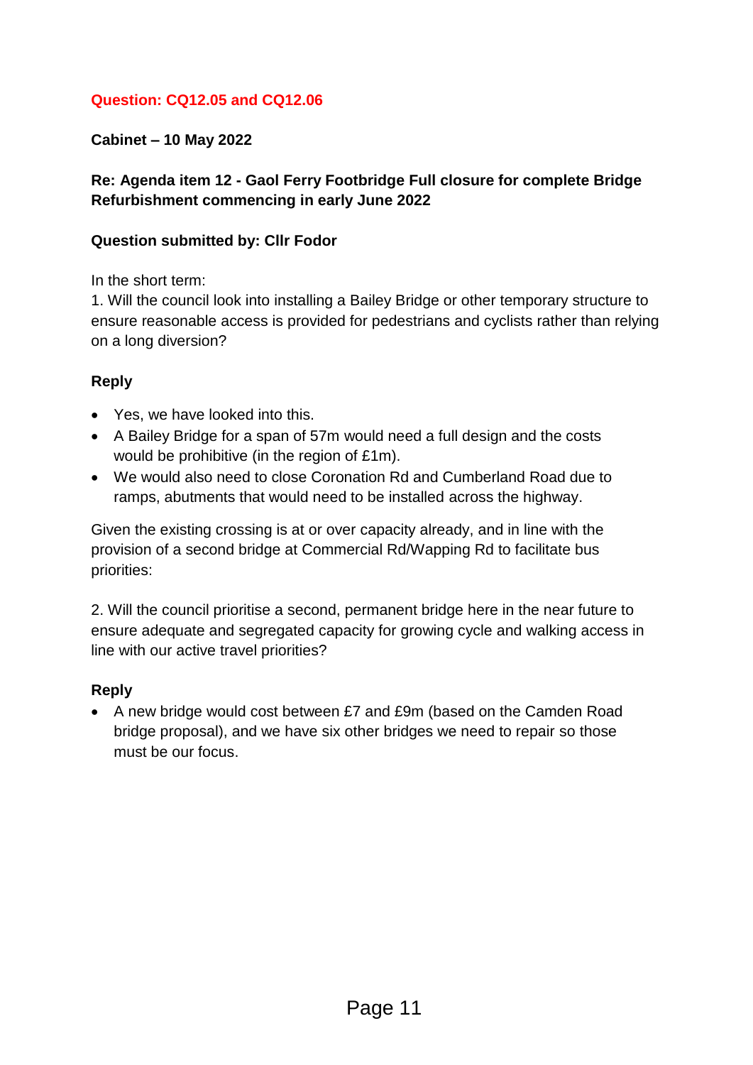**Question: CQ12.05 and CQ12.06**

**Cabinet – 10 May 2022**

**Re: Agenda item 12 - Gaol Ferry Footbridge Full closure for complete Bridge Refurbishment commencing in early June 2022**

**Question submitted by: Cllr Fodor**

In the short term:

1. Will the council look into installing a Bailey Bridge or other temporary structure to ensure reasonable access is provided for pedestrians and cyclists rather than relying on a long diversion?

**Reply**

- Yes, we have looked into this.
- A Bailey Bridge for a span of 57m would need a full design and the costs would be prohibitive (in the region of £1m).
- We would also need to close Coronation Rd and Cumberland Road due to ramps, abutments that would need to be installed across the highway.

Given the existing crossing is at or over capacity already, and in line with the provision of a second bridge at Commercial Rd/Wapping Rd to facilitate bus priorities:

2. Will the council prioritise a second, permanent bridge here in the near future to ensure adequate and segregated capacity for growing cycle and walking access in line with our active travel priorities?

**Reply**

- A new bridge would cost between £7 and £9m (based on the Camden Road bridge proposal), and we have six other bridges we need to repair so those must be our focus.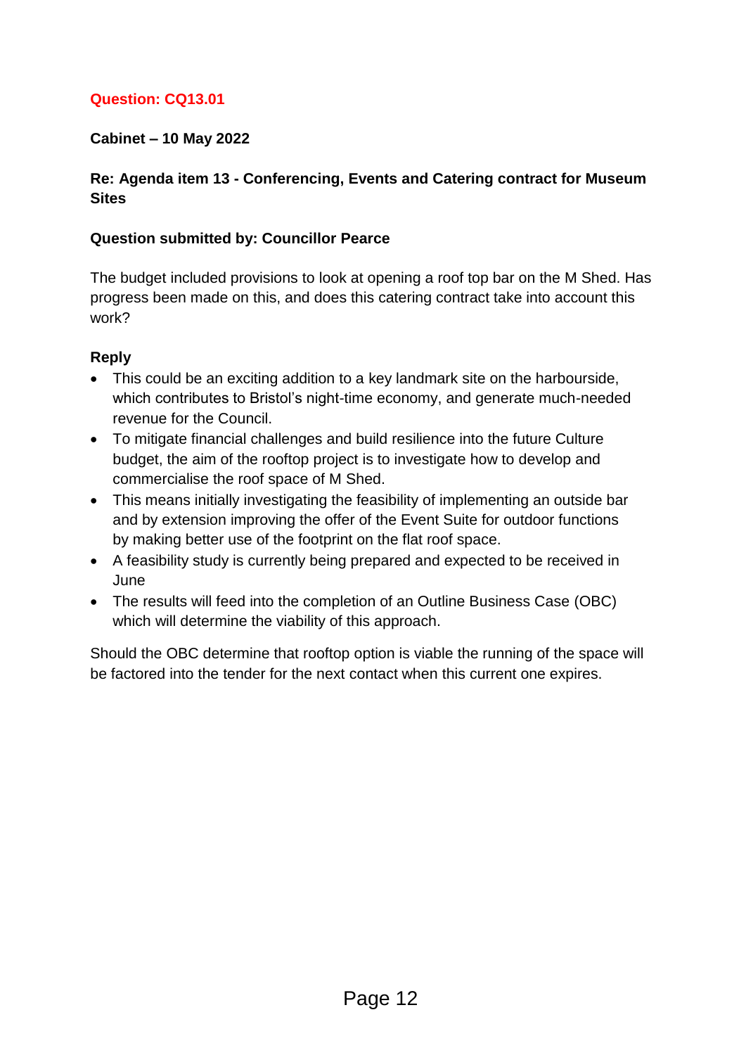**Question: CQ13.01**

**Cabinet – 10 May 2022**

**Re: Agenda item 13 - Conferencing, Events and Catering contract for Museum Sites**

**Question submitted by: Councillor Pearce**

The budget included provisions to look at opening a roof top bar on the M Shed. Has progress been made on this, and does this catering contract take into account this work?

**Reply**

- This could be an exciting addition to a key landmark site on the harbourside, which contributes to Bristol's night-time economy, and generate much-needed revenue for the Council.
- To mitigate financial challenges and build resilience into the future Culture budget, the aim of the rooftop project is to investigate how to develop and commercialise the roof space of M Shed.
- This means initially investigating the feasibility of implementing an outside bar and by extension improving the offer of the Event Suite for outdoor functions by making better use of the footprint on the flat roof space.
- A feasibility study is currently being prepared and expected to be received in June
- The results will feed into the completion of an Outline Business Case (OBC) which will determine the viability of this approach.

Should the OBC determine that rooftop option is viable the running of the space will be factored into the tender for the next contact when this current one expires.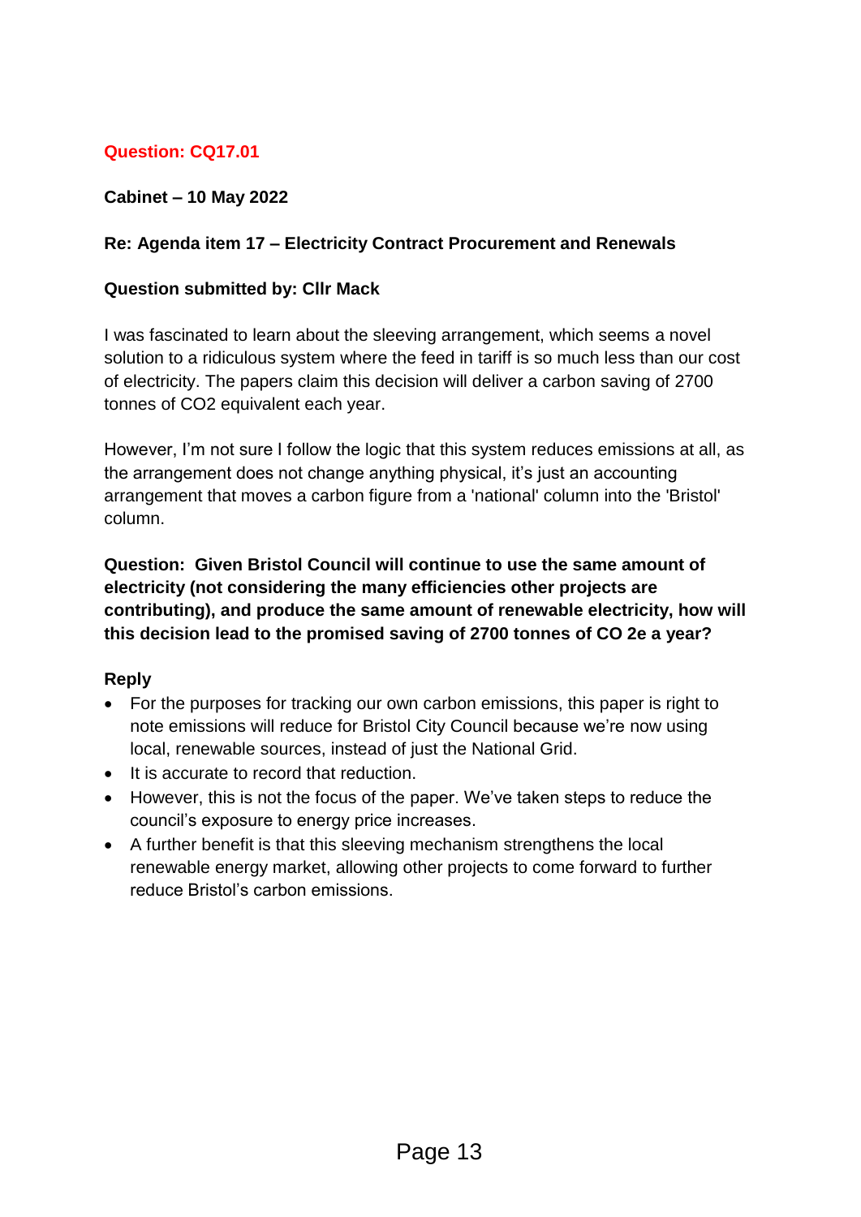**Question: CQ17.01**

**Cabinet – 10 May 2022**

**Re: Agenda item 17 – Electricity Contract Procurement and Renewals**

**Question submitted by: Cllr Mack**

I was fascinated to learn about the sleeving arrangement, which seems a novel solution to a ridiculous system where the feed in tariff is so much less than our cost of electricity. The papers claim this decision will deliver a carbon saving of 2700 tonnes of $CO_2$ equivalent each year.

However, I'm not sure I follow the logic that this system reduces emissions at all, as the arrangement does not change anything physical, it's just an accounting arrangement that moves a carbon figure from a 'national' column into the 'Bristol' column.

**Question: Given Bristol Council will continue to use the same amount of electricity (not considering the many efficiencies other projects are contributing), and produce the same amount of renewable electricity, how will this decision lead to the promised saving of 2700 tonnes of CO 2e a year?**

**Reply**

- For the purposes for tracking our own carbon emissions, this paper is right to note emissions will reduce for Bristol City Council because we're now using local, renewable sources, instead of just the National Grid.
- It is accurate to record that reduction.
- However, this is not the focus of the paper. We've taken steps to reduce the council's exposure to energy price increases.
- A further benefit is that this sleeving mechanism strengthens the local renewable energy market, allowing other projects to come forward to further reduce Bristol's carbon emissions.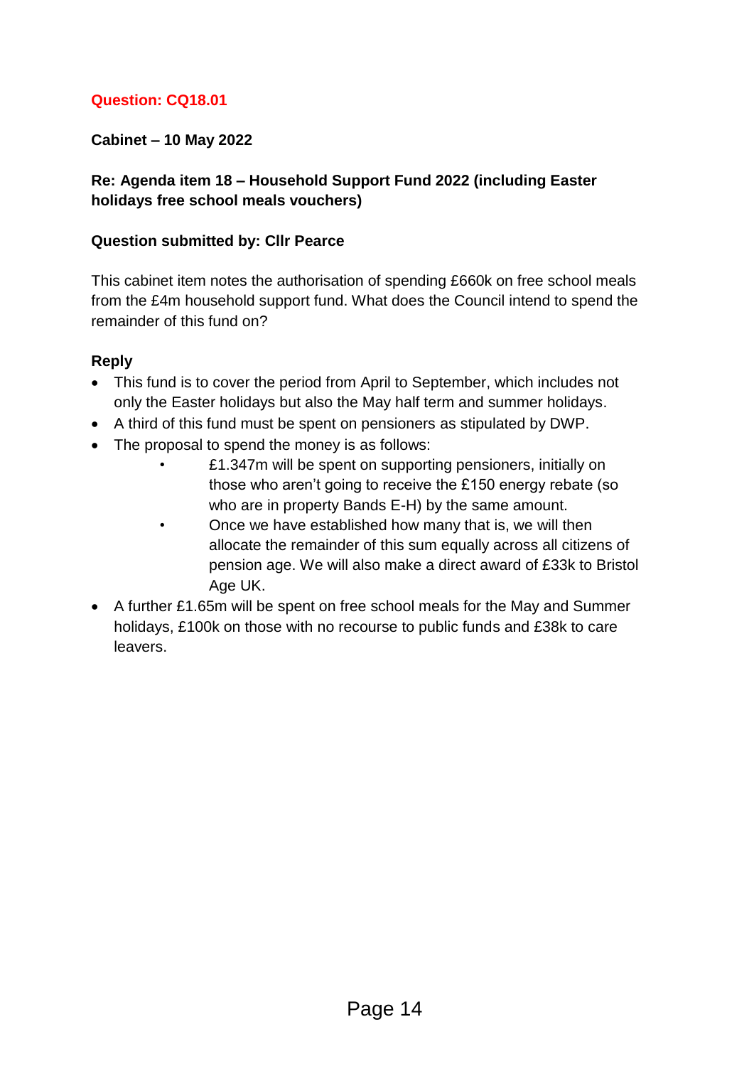**Question: CQ18.01**

**Cabinet – 10 May 2022**

**Re: Agenda item 18 – Household Support Fund 2022 (including Easter holidays free school meals vouchers)**

**Question submitted by: Cllr Pearce**

This cabinet item notes the authorisation of spending £660k on free school meals from the £4m household support fund. What does the Council intend to spend the remainder of this fund on?

**Reply**

- This fund is to cover the period from April to September, which includes not only the Easter holidays but also the May half term and summer holidays.
- A third of this fund must be spent on pensioners as stipulated by DWP.
- The proposal to spend the money is as follows:
  - £1.347m will be spent on supporting pensioners, initially on those who aren't going to receive the £150 energy rebate (so who are in property Bands E-H) by the same amount.
  - Once we have established how many that is, we will then allocate the remainder of this sum equally across all citizens of pension age. We will also make a direct award of £33k to Bristol Age UK.
- A further £1.65m will be spent on free school meals for the May and Summer holidays, £100k on those with no recourse to public funds and £38k to care leavers.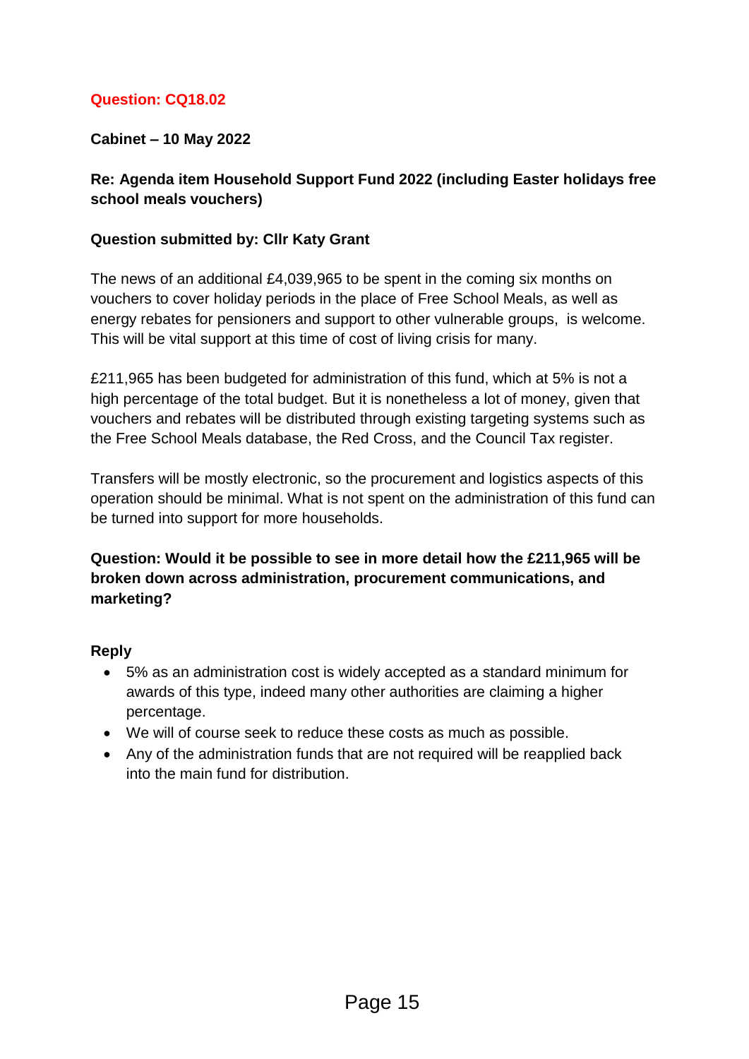**Question: CQ18.02**

**Cabinet – 10 May 2022**

**Re: Agenda item Household Support Fund 2022 (including Easter holidays free school meals vouchers)**

**Question submitted by: Cllr Katy Grant**

The news of an additional £4,039,965 to be spent in the coming six months on vouchers to cover holiday periods in the place of Free School Meals, as well as energy rebates for pensioners and support to other vulnerable groups, is welcome. This will be vital support at this time of cost of living crisis for many.

£211,965 has been budgeted for administration of this fund, which at 5% is not a high percentage of the total budget. But it is nonetheless a lot of money, given that vouchers and rebates will be distributed through existing targeting systems such as the Free School Meals database, the Red Cross, and the Council Tax register.

Transfers will be mostly electronic, so the procurement and logistics aspects of this operation should be minimal. What is not spent on the administration of this fund can be turned into support for more households.

**Question: Would it be possible to see in more detail how the £211,965 will be broken down across administration, procurement communications, and marketing?**

**Reply**

- 5% as an administration cost is widely accepted as a standard minimum for awards of this type, indeed many other authorities are claiming a higher percentage.
- We will of course seek to reduce these costs as much as possible.
- Any of the administration funds that are not required will be reapplied back into the main fund for distribution.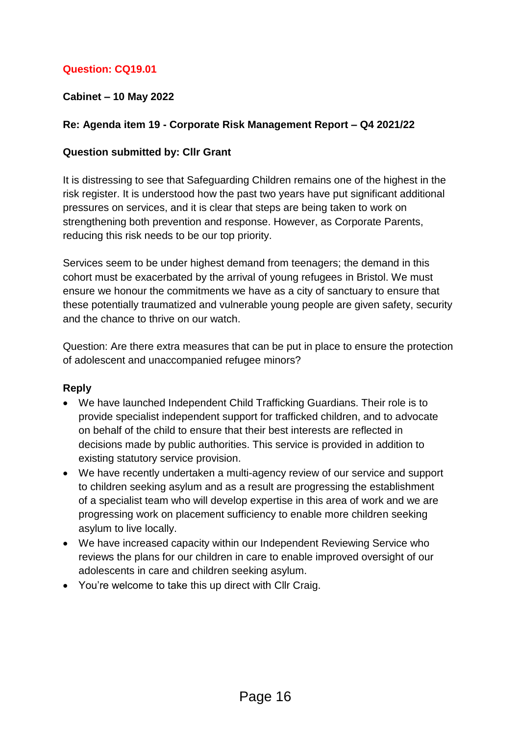**Question: CQ19.01**

**Cabinet – 10 May 2022**

**Re: Agenda item 19 - Corporate Risk Management Report – Q4 2021/22**

**Question submitted by: Cllr Grant**

It is distressing to see that Safeguarding Children remains one of the highest in the risk register. It is understood how the past two years have put significant additional pressures on services, and it is clear that steps are being taken to work on strengthening both prevention and response. However, as Corporate Parents, reducing this risk needs to be our top priority.

Services seem to be under highest demand from teenagers; the demand in this cohort must be exacerbated by the arrival of young refugees in Bristol. We must ensure we honour the commitments we have as a city of sanctuary to ensure that these potentially traumatized and vulnerable young people are given safety, security and the chance to thrive on our watch.

Question: Are there extra measures that can be put in place to ensure the protection of adolescent and unaccompanied refugee minors?

**Reply**

- We have launched Independent Child Trafficking Guardians. Their role is to provide specialist independent support for trafficked children, and to advocate on behalf of the child to ensure that their best interests are reflected in decisions made by public authorities. This service is provided in addition to existing statutory service provision.
- We have recently undertaken a multi-agency review of our service and support to children seeking asylum and as a result are progressing the establishment of a specialist team who will develop expertise in this area of work and we are progressing work on placement sufficiency to enable more children seeking asylum to live locally.
- We have increased capacity within our Independent Reviewing Service who reviews the plans for our children in care to enable improved oversight of our adolescents in care and children seeking asylum.
- You're welcome to take this up direct with Cllr Craig.